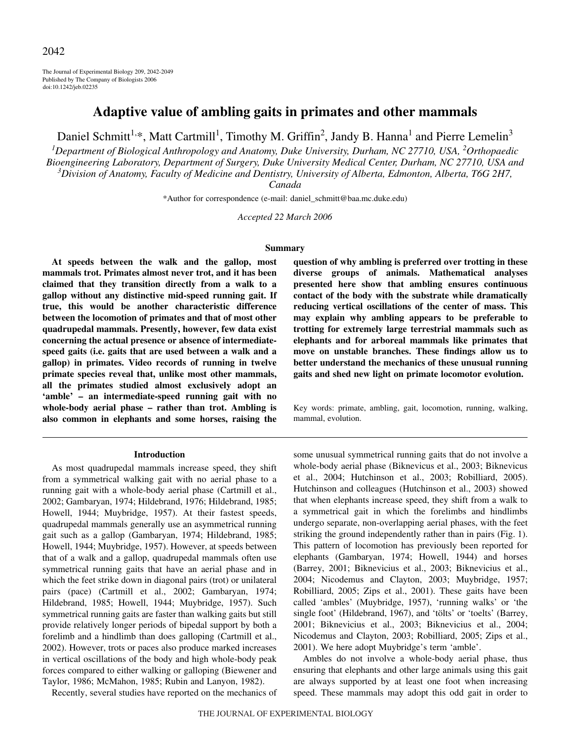# Adaptive value of ambling gaits in primates and other mammals

Daniel Schmitt[1,*], Matt Cartmill[1], Timothy M. Griffin[2], Jandy B. Hanna[1] and Pierre Lemelin[3]

[1]*Department of Biological Anthropology and Anatomy, Duke University, Durham, NC 27710, USA,* [2]*Orthopaedic Bioengineering Laboratory, Department of Surgery, Duke University Medical Center, Durham, NC 27710, USA and* [3]*Division of Anatomy, Faculty of Medicine and Dentistry, University of Alberta, Edmonton, Alberta, T6G 2H7, Canada*

*Author for correspondence (e-mail: daniel_schmitt@baa.mc.duke.edu)

*Accepted 22 March 2006*

## Summary

**At speeds between the walk and the gallop, most mammals trot. Primates almost never trot, and it has been claimed that they transition directly from a walk to a gallop without any distinctive mid-speed running gait. If true, this would be another characteristic difference between the locomotion of primates and that of most other quadrupedal mammals. Presently, however, few data exist concerning the actual presence or absence of intermediate-speed gaits (i.e. gaits that are used between a walk and a gallop) in primates. Video records of running in twelve primate species reveal that, unlike most other mammals, all the primates studied almost exclusively adopt an 'amble' – an intermediate-speed running gait with no whole-body aerial phase – rather than trot. Ambling is also common in elephants and some horses, raising the question of why ambling is preferred over trotting in these diverse groups of animals. Mathematical analyses presented here show that ambling ensures continuous contact of the body with the substrate while dramatically reducing vertical oscillations of the center of mass. This may explain why ambling appears to be preferable to trotting for extremely large terrestrial mammals such as elephants and for arboreal mammals like primates that move on unstable branches. These findings allow us to better understand the mechanics of these unusual running gaits and shed new light on primate locomotor evolution.**

Key words: primate, ambling, gait, locomotion, running, walking, mammal, evolution.

## Introduction

As most quadrupedal mammals increase speed, they shift from a symmetrical walking gait with no aerial phase to a running gait with a whole-body aerial phase (Cartmill et al., 2002; Gambaryan, 1974; Hildebrand, 1976; Hildebrand, 1985; Howell, 1944; Muybridge, 1957). At their fastest speeds, quadrupedal mammals generally use an asymmetrical running gait such as a gallop (Gambaryan, 1974; Hildebrand, 1985; Howell, 1944; Muybridge, 1957). However, at speeds between that of a walk and a gallop, quadrupedal mammals often use symmetrical running gaits that have an aerial phase and in which the feet strike down in diagonal pairs (trot) or unilateral pairs (pace) (Cartmill et al., 2002; Gambaryan, 1974; Hildebrand, 1985; Howell, 1944; Muybridge, 1957). Such symmetrical running gaits are faster than walking gaits but still provide relatively longer periods of bipedal support by both a forelimb and a hindlimb than does galloping (Cartmill et al., 2002). However, trots or paces also produce marked increases in vertical oscillations of the body and high whole-body peak forces compared to either walking or galloping (Biewener and Taylor, 1986; McMahon, 1985; Rubin and Lanyon, 1982).

Recently, several studies have reported on the mechanics of some unusual symmetrical running gaits that do not involve a whole-body aerial phase (Biknevicus et al., 2003; Biknevicus et al., 2004; Hutchinson et al., 2003; Robilliard, 2005). Hutchinson and colleagues (Hutchinson et al., 2003) showed that when elephants increase speed, they shift from a walk to a symmetrical gait in which the forelimbs and hindlimbs undergo separate, non-overlapping aerial phases, with the feet striking the ground independently rather than in pairs (Fig. 1). This pattern of locomotion has previously been reported for elephants (Gambaryan, 1974; Howell, 1944) and horses (Barrey, 2001; Biknevicius et al., 2003; Biknevicius et al., 2004; Nicodemus and Clayton, 2003; Muybridge, 1957; Robilliard, 2005; Zips et al., 2001). These gaits have been called 'ambles' (Muybridge, 1957), 'running walks' or 'the single foot' (Hildebrand, 1967), and 'tölts' or 'toelts' (Barrey, 2001; Biknevicius et al., 2003; Biknevicius et al., 2004; Nicodemus and Clayton, 2003; Robilliard, 2005; Zips et al., 2001). We here adopt Muybridge's term 'amble'.

Ambles do not involve a whole-body aerial phase, thus ensuring that elephants and other large animals using this gait are always supported by at least one foot when increasing speed. These mammals may adopt this odd gait in order to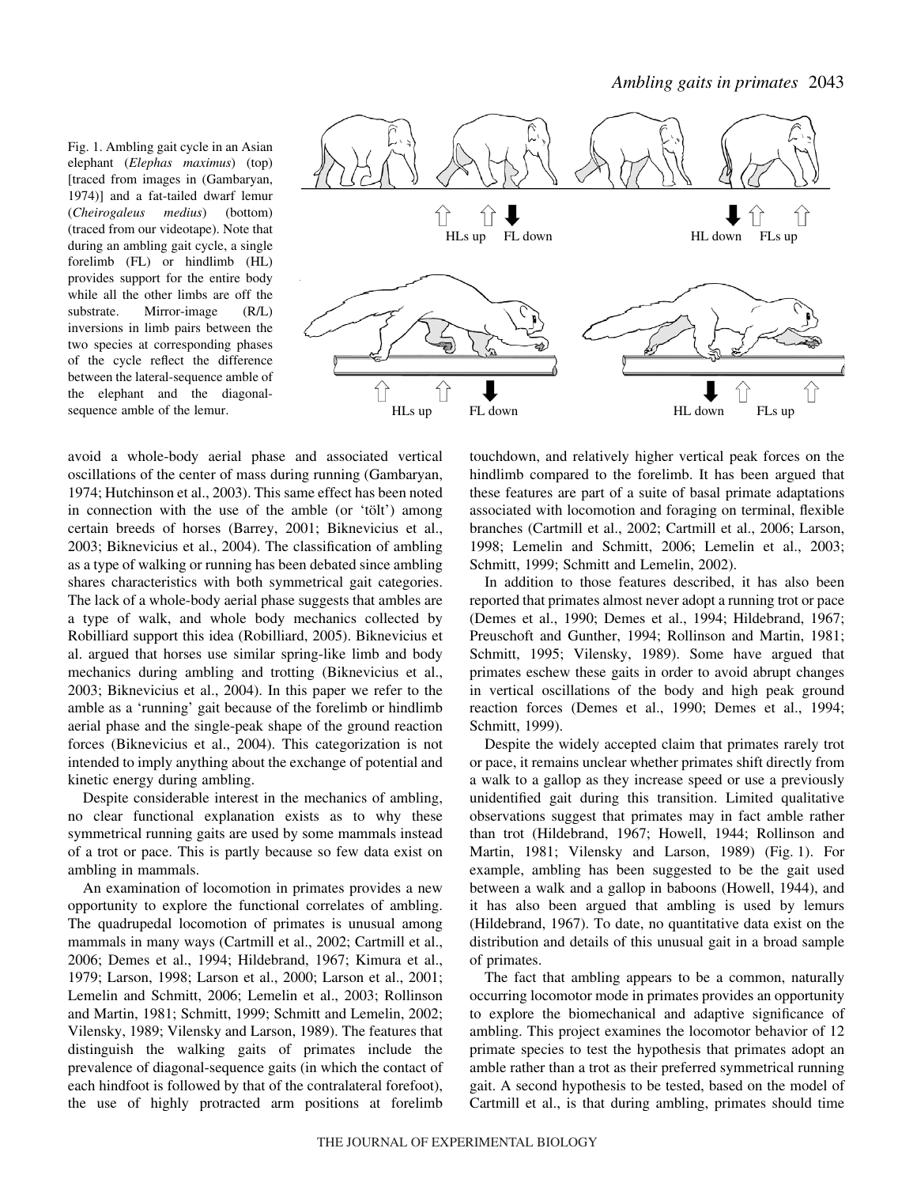Fig. 1. Ambling gait cycle in an Asian elephant (*Elephas maximus*) (top) [traced from images in (Gambaryan, 1974)] and a fat-tailed dwarf lemur (*Cheirogaleus medius*) (bottom) (traced from our videotape). Note that during an ambling gait cycle, a single forelimb (FL) or hindlimb (HL) provides support for the entire body while all the other limbs are off the substrate. Mirror-image (R/L) inversions in limb pairs between the two species at corresponding phases of the cycle reflect the difference between the lateral-sequence amble of the elephant and the diagonal-sequence amble of the lemur.

avoid a whole-body aerial phase and associated vertical oscillations of the center of mass during running (Gambaryan, 1974; Hutchinson et al., 2003). This same effect has been noted in connection with the use of the amble (or 'tölt') among certain breeds of horses (Barrey, 2001; Biknevicius et al., 2003; Biknevicius et al., 2004). The classification of ambling as a type of walking or running has been debated since ambling shares characteristics with both symmetrical gait categories. The lack of a whole-body aerial phase suggests that ambles are a type of walk, and whole body mechanics collected by Robilliard support this idea (Robilliard, 2005). Biknevicius et al. argued that horses use similar spring-like limb and body mechanics during ambling and trotting (Biknevicius et al., 2003; Biknevicius et al., 2004). In this paper we refer to the amble as a 'running' gait because of the forelimb or hindlimb aerial phase and the single-peak shape of the ground reaction forces (Biknevicius et al., 2004). This categorization is not intended to imply anything about the exchange of potential and kinetic energy during ambling.

Despite considerable interest in the mechanics of ambling, no clear functional explanation exists as to why these symmetrical running gaits are used by some mammals instead of a trot or pace. This is partly because so few data exist on ambling in mammals.

An examination of locomotion in primates provides a new opportunity to explore the functional correlates of ambling. The quadrupedal locomotion of primates is unusual among mammals in many ways (Cartmill et al., 2002; Cartmill et al., 2006; Demes et al., 1994; Hildebrand, 1967; Kimura et al., 1979; Larson, 1998; Larson et al., 2000; Larson et al., 2001; Lemelin and Schmitt, 2006; Lemelin et al., 2003; Rollinson and Martin, 1981; Schmitt, 1999; Schmitt and Lemelin, 2002; Vilensky, 1989; Vilensky and Larson, 1989). The features that distinguish the walking gaits of primates include the prevalence of diagonal-sequence gaits (in which the contact of each hindfoot is followed by that of the contralateral forefoot), the use of highly protracted arm positions at forelimb touchdown, and relatively higher vertical peak forces on the hindlimb compared to the forelimb. It has been argued that these features are part of a suite of basal primate adaptations associated with locomotion and foraging on terminal, flexible branches (Cartmill et al., 2002; Cartmill et al., 2006; Larson, 1998; Lemelin and Schmitt, 2006; Lemelin et al., 2003; Schmitt, 1999; Schmitt and Lemelin, 2002).

In addition to those features described, it has also been reported that primates almost never adopt a running trot or pace (Demes et al., 1990; Demes et al., 1994; Hildebrand, 1967; Preuschoft and Gunther, 1994; Rollinson and Martin, 1981; Schmitt, 1995; Vilensky, 1989). Some have argued that primates eschew these gaits in order to avoid abrupt changes in vertical oscillations of the body and high peak ground reaction forces (Demes et al., 1990; Demes et al., 1994; Schmitt, 1999).

Despite the widely accepted claim that primates rarely trot or pace, it remains unclear whether primates shift directly from a walk to a gallop as they increase speed or use a previously unidentified gait during this transition. Limited qualitative observations suggest that primates may in fact amble rather than trot (Hildebrand, 1967; Howell, 1944; Rollinson and Martin, 1981; Vilensky and Larson, 1989) (Fig. 1). For example, ambling has been suggested to be the gait used between a walk and a gallop in baboons (Howell, 1944), and it has also been argued that ambling is used by lemurs (Hildebrand, 1967). To date, no quantitative data exist on the distribution and details of this unusual gait in a broad sample of primates.

The fact that ambling appears to be a common, naturally occurring locomotor mode in primates provides an opportunity to explore the biomechanical and adaptive significance of ambling. This project examines the locomotor behavior of 12 primate species to test the hypothesis that primates adopt an amble rather than a trot as their preferred symmetrical running gait. A second hypothesis to be tested, based on the model of Cartmill et al., is that during ambling, primates should time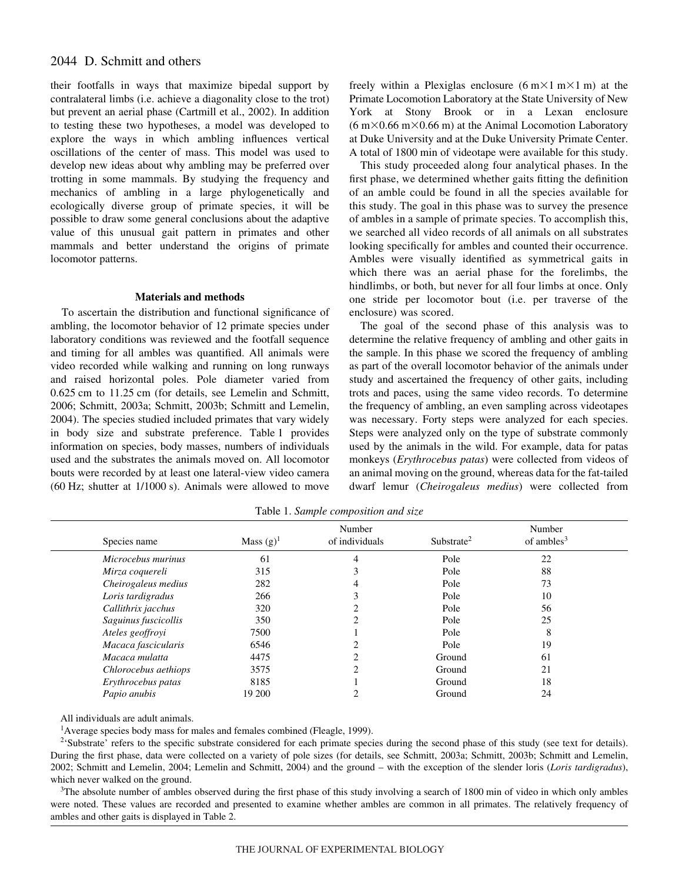their footfalls in ways that maximize bipedal support by contralateral limbs (i.e. achieve a diagonality close to the trot) but prevent an aerial phase (Cartmill et al., 2002). In addition to testing these two hypotheses, a model was developed to explore the ways in which ambling influences vertical oscillations of the center of mass. This model was used to develop new ideas about why ambling may be preferred over trotting in some mammals. By studying the frequency and mechanics of ambling in a large phylogenetically and ecologically diverse group of primate species, it will be possible to draw some general conclusions about the adaptive value of this unusual gait pattern in primates and other mammals and better understand the origins of primate locomotor patterns.

## Materials and methods

To ascertain the distribution and functional significance of ambling, the locomotor behavior of 12 primate species under laboratory conditions was reviewed and the footfall sequence and timing for all ambles was quantified. All animals were video recorded while walking and running on long runways and raised horizontal poles. Pole diameter varied from 0.625 cm to 11.25 cm (for details, see Lemelin and Schmitt, 2006; Schmitt, 2003a; Schmitt, 2003b; Schmitt and Lemelin, 2004). The species studied included primates that vary widely in body size and substrate preference. Table 1 provides information on species, body masses, numbers of individuals used and the substrates the animals moved on. All locomotor bouts were recorded by at least one lateral-view video camera (60 Hz; shutter at 1/1000 s). Animals were allowed to move freely within a Plexiglas enclosure (6 m×1 m×1 m) at the Primate Locomotion Laboratory at the State University of New York at Stony Brook or in a Lexan enclosure (6 m×0.66 m×0.66 m) at the Animal Locomotion Laboratory at Duke University and at the Duke University Primate Center. A total of 1800 min of videotape were available for this study.

This study proceeded along four analytical phases. In the first phase, we determined whether gaits fitting the definition of an amble could be found in all the species available for this study. The goal in this phase was to survey the presence of ambles in a sample of primate species. To accomplish this, we searched all video records of all animals on all substrates looking specifically for ambles and counted their occurrence. Ambles were visually identified as symmetrical gaits in which there was an aerial phase for the forelimbs, the hindlimbs, or both, but never for all four limbs at once. Only one stride per locomotor bout (i.e. per traverse of the enclosure) was scored.

The goal of the second phase of this analysis was to determine the relative frequency of ambling and other gaits in the sample. In this phase we scored the frequency of ambling as part of the overall locomotor behavior of the animals under study and ascertained the frequency of other gaits, including trots and paces, using the same video records. To determine the frequency of ambling, an even sampling across videotapes was necessary. Forty steps were analyzed for each species. Steps were analyzed only on the type of substrate commonly used by the animals in the wild. For example, data for patas monkeys (*Erythrocebus patas*) were collected from videos of an animal moving on the ground, whereas data for the fat-tailed dwarf lemur (*Cheirogaleus medius*) were collected from

Table 1. *Sample composition and size*

| Species name | Mass (g)[1] | Number of individuals | Substrate[2] | Number of ambles[3] |
|---|---|---|---|---|
| *Microcebus murinus* | 61 | 4 | Pole | 22 |
| *Mirza coquereli* | 315 | 3 | Pole | 88 |
| *Cheirogaleus medius* | 282 | 4 | Pole | 73 |
| *Loris tardigradus* | 266 | 3 | Pole | 10 |
| *Callithrix jacchus* | 320 | 2 | Pole | 56 |
| *Saguinus fuscicollis* | 350 | 2 | Pole | 25 |
| *Ateles geoffroyi* | 7500 | 1 | Pole | 8 |
| *Macaca fascicularis* | 6546 | 2 | Pole | 19 |
| *Macaca mulatta* | 4475 | 2 | Ground | 61 |
| *Chlorocebus aethiops* | 3575 | 2 | Ground | 21 |
| *Erythrocebus patas* | 8185 | 1 | Ground | 18 |
| *Papio anubis* | 19 200 | 2 | Ground | 24 |

All individuals are adult animals.

[1]Average species body mass for males and females combined (Fleagle, 1999).

[2]'Substrate' refers to the specific substrate considered for each primate species during the second phase of this study (see text for details). During the first phase, data were collected on a variety of pole sizes (for details, see Schmitt, 2003a; Schmitt, 2003b; Schmitt and Lemelin, 2002; Schmitt and Lemelin, 2004; Lemelin and Schmitt, 2004) and the ground – with the exception of the slender loris (*Loris tardigradus*), which never walked on the ground.

[3]The absolute number of ambles observed during the first phase of this study involving a search of 1800 min of video in which only ambles were noted. These values are recorded and presented to examine whether ambles are common in all primates. The relatively frequency of ambles and other gaits is displayed in Table 2.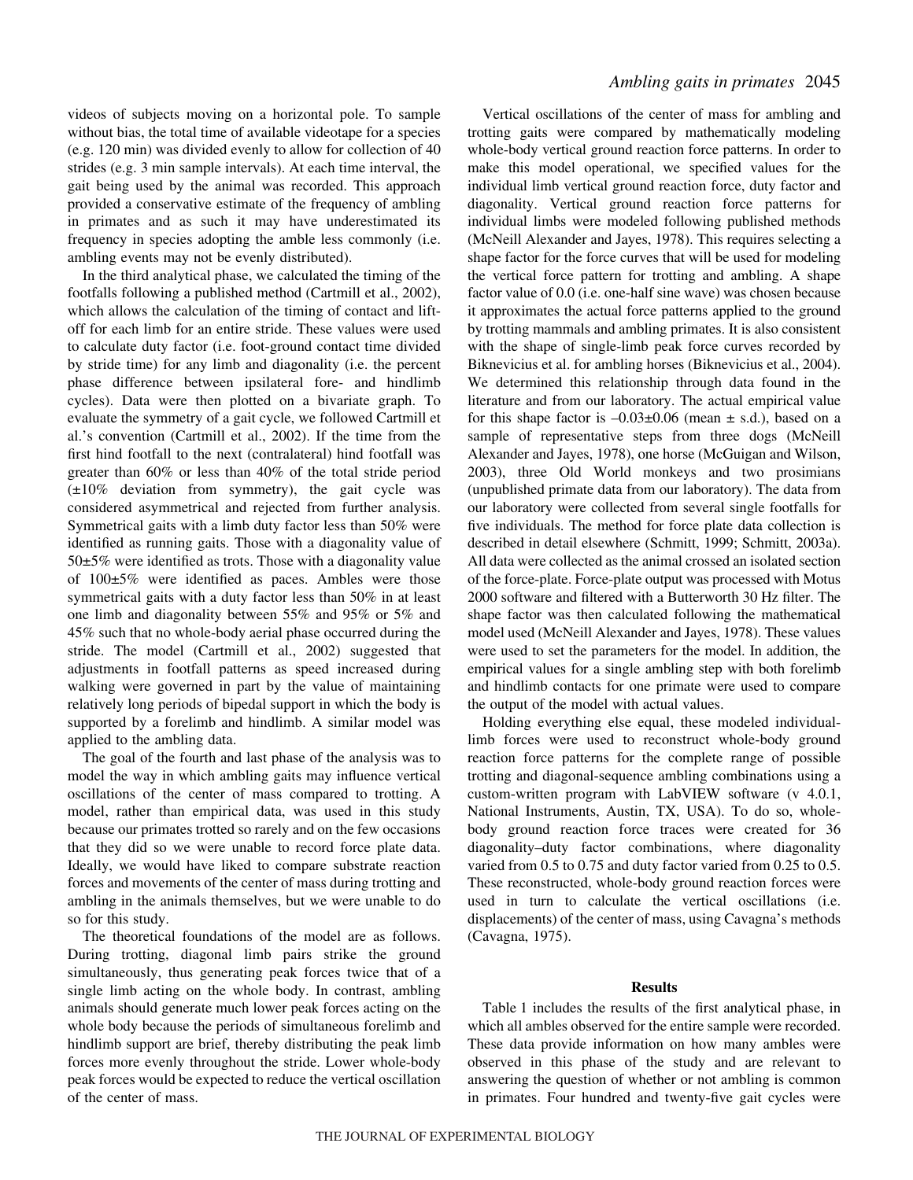videos of subjects moving on a horizontal pole. To sample without bias, the total time of available videotape for a species (e.g. 120 min) was divided evenly to allow for collection of 40 strides (e.g. 3 min sample intervals). At each time interval, the gait being used by the animal was recorded. This approach provided a conservative estimate of the frequency of ambling in primates and as such it may have underestimated its frequency in species adopting the amble less commonly (i.e. ambling events may not be evenly distributed).

In the third analytical phase, we calculated the timing of the footfalls following a published method (Cartmill et al., 2002), which allows the calculation of the timing of contact and lift-off for each limb for an entire stride. These values were used to calculate duty factor (i.e. foot-ground contact time divided by stride time) for any limb and diagonality (i.e. the percent phase difference between ipsilateral fore- and hindlimb cycles). Data were then plotted on a bivariate graph. To evaluate the symmetry of a gait cycle, we followed Cartmill et al.'s convention (Cartmill et al., 2002). If the time from the first hind footfall to the next (contralateral) hind footfall was greater than 60% or less than 40% of the total stride period (±10% deviation from symmetry), the gait cycle was considered asymmetrical and rejected from further analysis. Symmetrical gaits with a limb duty factor less than 50% were identified as running gaits. Those with a diagonality value of 50±5% were identified as trots. Those with a diagonality value of 100±5% were identified as paces. Ambles were those symmetrical gaits with a duty factor less than 50% in at least one limb and diagonality between 55% and 95% or 5% and 45% such that no whole-body aerial phase occurred during the stride. The model (Cartmill et al., 2002) suggested that adjustments in footfall patterns as speed increased during walking were governed in part by the value of maintaining relatively long periods of bipedal support in which the body is supported by a forelimb and hindlimb. A similar model was applied to the ambling data.

The goal of the fourth and last phase of the analysis was to model the way in which ambling gaits may influence vertical oscillations of the center of mass compared to trotting. A model, rather than empirical data, was used in this study because our primates trotted so rarely and on the few occasions that they did so we were unable to record force plate data. Ideally, we would have liked to compare substrate reaction forces and movements of the center of mass during trotting and ambling in the animals themselves, but we were unable to do so for this study.

The theoretical foundations of the model are as follows. During trotting, diagonal limb pairs strike the ground simultaneously, thus generating peak forces twice that of a single limb acting on the whole body. In contrast, ambling animals should generate much lower peak forces acting on the whole body because the periods of simultaneous forelimb and hindlimb support are brief, thereby distributing the peak limb forces more evenly throughout the stride. Lower whole-body peak forces would be expected to reduce the vertical oscillation of the center of mass.

Vertical oscillations of the center of mass for ambling and trotting gaits were compared by mathematically modeling whole-body vertical ground reaction force patterns. In order to make this model operational, we specified values for the individual limb vertical ground reaction force, duty factor and diagonality. Vertical ground reaction force patterns for individual limbs were modeled following published methods (McNeill Alexander and Jayes, 1978). This requires selecting a shape factor for the force curves that will be used for modeling the vertical force pattern for trotting and ambling. A shape factor value of 0.0 (i.e. one-half sine wave) was chosen because it approximates the actual force patterns applied to the ground by trotting mammals and ambling primates. It is also consistent with the shape of single-limb peak force curves recorded by Biknevicius et al. for ambling horses (Biknevicius et al., 2004). We determined this relationship through data found in the literature and from our laboratory. The actual empirical value for this shape factor is $-0.03\pm0.06$ (mean ± s.d.), based on a sample of representative steps from three dogs (McNeill Alexander and Jayes, 1978), one horse (McGuigan and Wilson, 2003), three Old World monkeys and two prosimians (unpublished primate data from our laboratory). The data from our laboratory were collected from several single footfalls for five individuals. The method for force plate data collection is described in detail elsewhere (Schmitt, 1999; Schmitt, 2003a). All data were collected as the animal crossed an isolated section of the force-plate. Force-plate output was processed with Motus 2000 software and filtered with a Butterworth 30 Hz filter. The shape factor was then calculated following the mathematical model used (McNeill Alexander and Jayes, 1978). These values were used to set the parameters for the model. In addition, the empirical values for a single ambling step with both forelimb and hindlimb contacts for one primate were used to compare the output of the model with actual values.

Holding everything else equal, these modeled individual-limb forces were used to reconstruct whole-body ground reaction force patterns for the complete range of possible trotting and diagonal-sequence ambling combinations using a custom-written program with LabVIEW software (v 4.0.1, National Instruments, Austin, TX, USA). To do so, whole-body ground reaction force traces were created for 36 diagonality–duty factor combinations, where diagonality varied from 0.5 to 0.75 and duty factor varied from 0.25 to 0.5. These reconstructed, whole-body ground reaction forces were used in turn to calculate the vertical oscillations (i.e. displacements) of the center of mass, using Cavagna's methods (Cavagna, 1975).

## Results

Table 1 includes the results of the first analytical phase, in which all ambles observed for the entire sample were recorded. These data provide information on how many ambles were observed in this phase of the study and are relevant to answering the question of whether or not ambling is common in primates. Four hundred and twenty-five gait cycles were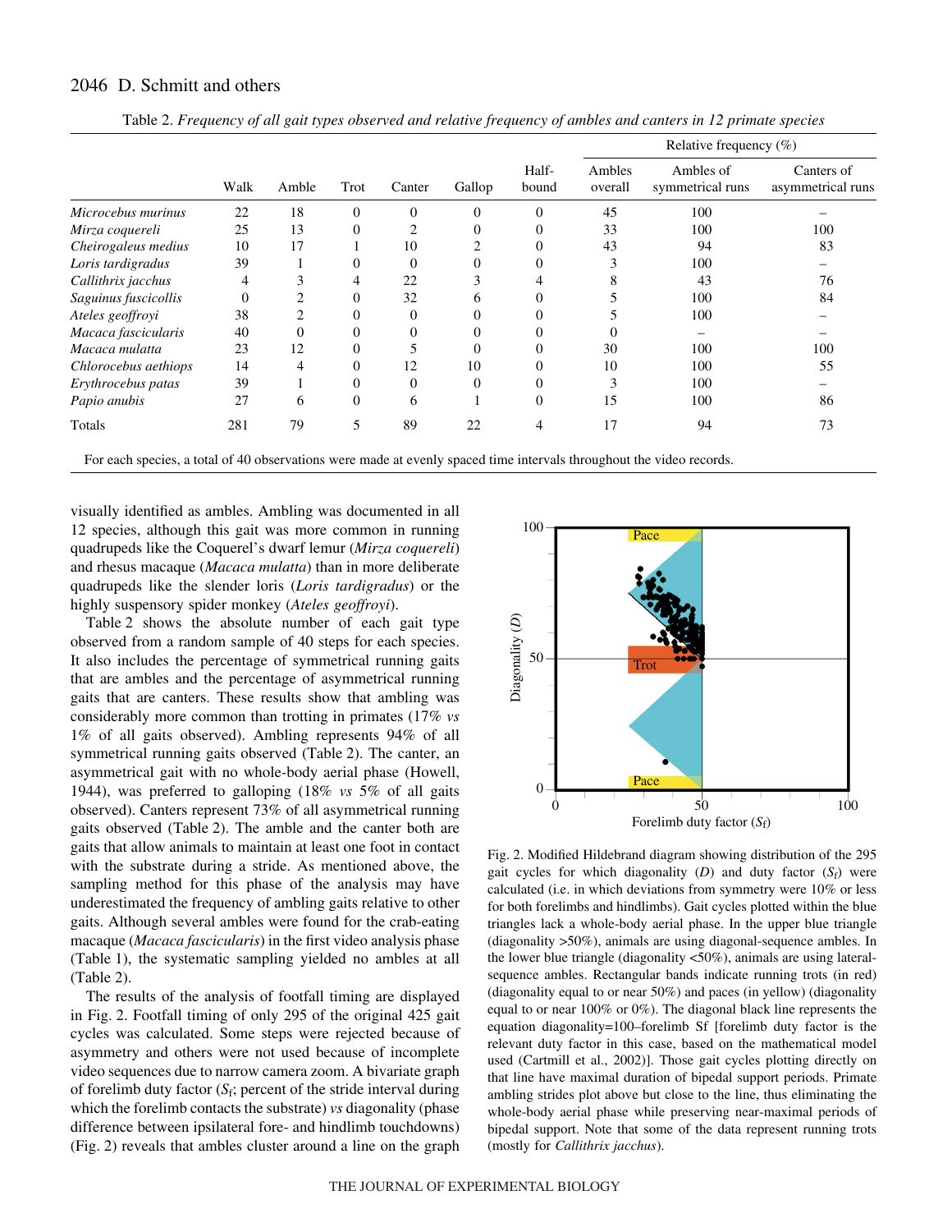Table 2. *Frequency of all gait types observed and relative frequency of ambles and canters in 12 primate species*

| | Walk | Amble | Trot | Canter | Gallop | Half-bound | Relative frequency (%) | | |
|---|---|---|---|---|---|---|---|---|---|
| | | | | | | | Ambles overall | Ambles of symmetrical runs | Canters of asymmetrical runs |
| *Microcebus murinus* | 22 | 18 | 0 | 0 | 0 | 0 | 45 | 100 | – |
| *Mirza coquereli* | 25 | 13 | 0 | 2 | 0 | 0 | 33 | 100 | 100 |
| *Cheirogaleus medius* | 10 | 17 | 1 | 10 | 2 | 0 | 43 | 94 | 83 |
| *Loris tardigradus* | 39 | 1 | 0 | 0 | 0 | 0 | 3 | 100 | – |
| *Callithrix jacchus* | 4 | 3 | 4 | 22 | 3 | 4 | 8 | 43 | 76 |
| *Saguinus fuscicollis* | 0 | 2 | 0 | 32 | 6 | 0 | 5 | 100 | 84 |
| *Ateles geoffroyi* | 38 | 2 | 0 | 0 | 0 | 0 | 5 | 100 | – |
| *Macaca fascicularis* | 40 | 0 | 0 | 0 | 0 | 0 | 0 | – | – |
| *Macaca mulatta* | 23 | 12 | 0 | 5 | 0 | 0 | 30 | 100 | 100 |
| *Chlorocebus aethiops* | 14 | 4 | 0 | 12 | 10 | 0 | 10 | 100 | 55 |
| *Erythrocebus patas* | 39 | 1 | 0 | 0 | 0 | 0 | 3 | 100 | – |
| *Papio anubis* | 27 | 6 | 0 | 6 | 1 | 0 | 15 | 100 | 86 |
| Totals | 281 | 79 | 5 | 89 | 22 | 4 | 17 | 94 | 73 |

For each species, a total of 40 observations were made at evenly spaced time intervals throughout the video records.

visually identified as ambles. Ambling was documented in all 12 species, although this gait was more common in running quadrupeds like the Coquerel's dwarf lemur (*Mirza coquereli*) and rhesus macaque (*Macaca mulatta*) than in more deliberate quadrupeds like the slender loris (*Loris tardigradus*) or the highly suspensory spider monkey (*Ateles geoffroyi*).

Table 2 shows the absolute number of each gait type observed from a random sample of 40 steps for each species. It also includes the percentage of symmetrical running gaits that are ambles and the percentage of asymmetrical running gaits that are canters. These results show that ambling was considerably more common than trotting in primates (17% *vs* 1% of all gaits observed). Ambling represents 94% of all symmetrical running gaits observed (Table 2). The canter, an asymmetrical gait with no whole-body aerial phase (Howell, 1944), was preferred to galloping (18% *vs* 5% of all gaits observed). Canters represent 73% of all asymmetrical running gaits observed (Table 2). The amble and the canter both are gaits that allow animals to maintain at least one foot in contact with the substrate during a stride. As mentioned above, the sampling method for this phase of the analysis may have underestimated the frequency of ambling gaits relative to other gaits. Although several ambles were found for the crab-eating macaque (*Macaca fascicularis*) in the first video analysis phase (Table 1), the systematic sampling yielded no ambles at all (Table 2).

The results of the analysis of footfall timing are displayed in Fig. 2. Footfall timing of only 295 of the original 425 gait cycles was calculated. Some steps were rejected because of asymmetry and others were not used because of incomplete video sequences due to narrow camera zoom. A bivariate graph of forelimb duty factor ($S_f$; percent of the stride interval during which the forelimb contacts the substrate) *vs* diagonality (phase difference between ipsilateral fore- and hindlimb touchdowns) (Fig. 2) reveals that ambles cluster around a line on the graph

Fig. 2. Modified Hildebrand diagram showing distribution of the 295 gait cycles for which diagonality ($D$) and duty factor ($S_f$) were calculated (i.e. in which deviations from symmetry were 10% or less for both forelimbs and hindlimbs). Gait cycles plotted within the blue triangles lack a whole-body aerial phase. In the upper blue triangle (diagonality >50%), animals are using diagonal-sequence ambles. In the lower blue triangle (diagonality <50%), animals are using lateral-sequence ambles. Rectangular bands indicate running trots (in red) (diagonality equal to or near 50%) and paces (in yellow) (diagonality equal to or near 100% or 0%). The diagonal black line represents the equation diagonality=100–forelimb Sf [forelimb duty factor is the relevant duty factor in this case, based on the mathematical model used (Cartmill et al., 2002)]. Those gait cycles plotting directly on that line have maximal duration of bipedal support periods. Primate ambling strides plot above but close to the line, thus eliminating the whole-body aerial phase while preserving near-maximal periods of bipedal support. Note that some of the data represent running trots (mostly for *Callithrix jacchus*).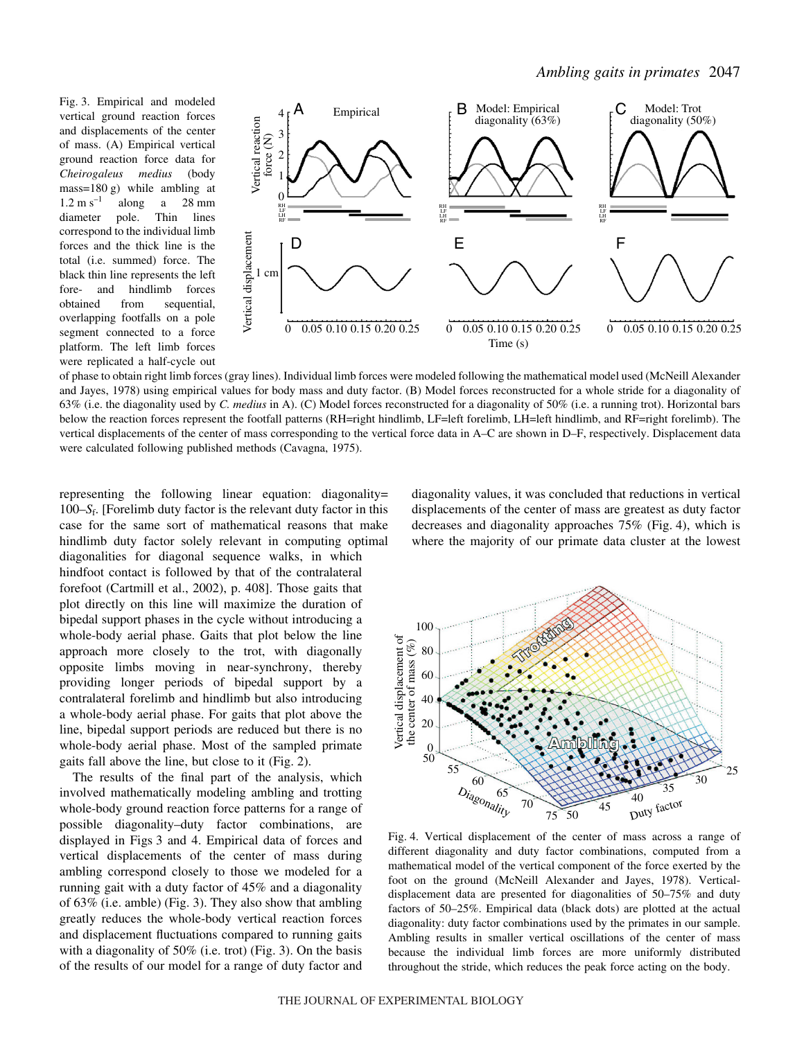Fig. 3. Empirical and modeled vertical ground reaction forces and displacements of the center of mass. (A) Empirical vertical ground reaction force data for *Cheirogaleus medius* (body mass=180 g) while ambling at 1.2 m s$^{-1}$ along a 28 mm diameter pole. Thin lines correspond to the individual limb forces and the thick line is the total (i.e. summed) force. The black thin line represents the left fore- and hindlimb forces obtained from sequential, overlapping footfalls on a pole segment connected to a force platform. The left limb forces were replicated a half-cycle out of phase to obtain right limb forces (gray lines). Individual limb forces were modeled following the mathematical model used (McNeill Alexander and Jayes, 1978) using empirical values for body mass and duty factor. (B) Model forces reconstructed for a whole stride for a diagonality of 63% (i.e. the diagonality used by *C. medius* in A). (C) Model forces reconstructed for a diagonality of 50% (i.e. a running trot). Horizontal bars below the reaction forces represent the footfall patterns (RH=right hindlimb, LF=left forelimb, LH=left hindlimb, and RF=right forelimb). The vertical displacements of the center of mass corresponding to the vertical force data in A–C are shown in D–F, respectively. Displacement data were calculated following published methods (Cavagna, 1975).

representing the following linear equation: diagonality= 100–$S_f$. [Forelimb duty factor is the relevant duty factor in this case for the same sort of mathematical reasons that make hindlimb duty factor solely relevant in computing optimal diagonalities for diagonal sequence walks, in which hindfoot contact is followed by that of the contralateral forefoot (Cartmill et al., 2002), p. 408]. Those gaits that plot directly on this line will maximize the duration of bipedal support phases in the cycle without introducing a whole-body aerial phase. Gaits that plot below the line approach more closely to the trot, with diagonally opposite limbs moving in near-synchrony, thereby providing longer periods of bipedal support by a contralateral forelimb and hindlimb but also introducing a whole-body aerial phase. For gaits that plot above the line, bipedal support periods are reduced but there is no whole-body aerial phase. Most of the sampled primate gaits fall above the line, but close to it (Fig. 2).

The results of the final part of the analysis, which involved mathematically modeling ambling and trotting whole-body ground reaction force patterns for a range of possible diagonality–duty factor combinations, are displayed in Figs 3 and 4. Empirical data of forces and vertical displacements of the center of mass during ambling correspond closely to those we modeled for a running gait with a duty factor of 45% and a diagonality of 63% (i.e. amble) (Fig. 3). They also show that ambling greatly reduces the whole-body vertical reaction forces and displacement fluctuations compared to running gaits with a diagonality of 50% (i.e. trot) (Fig. 3). On the basis of the results of our model for a range of duty factor and diagonality values, it was concluded that reductions in vertical displacements of the center of mass are greatest as duty factor decreases and diagonality approaches 75% (Fig. 4), which is where the majority of our primate data cluster at the lowest

Fig. 4. Vertical displacement of the center of mass across a range of different diagonality and duty factor combinations, computed from a mathematical model of the vertical component of the force exerted by the foot on the ground (McNeill Alexander and Jayes, 1978). Vertical-displacement data are presented for diagonalities of 50–75% and duty factors of 50–25%. Empirical data (black dots) are plotted at the actual diagonality: duty factor combinations used by the primates in our sample. Ambling results in smaller vertical oscillations of the center of mass because the individual limb forces are more uniformly distributed throughout the stride, which reduces the peak force acting on the body.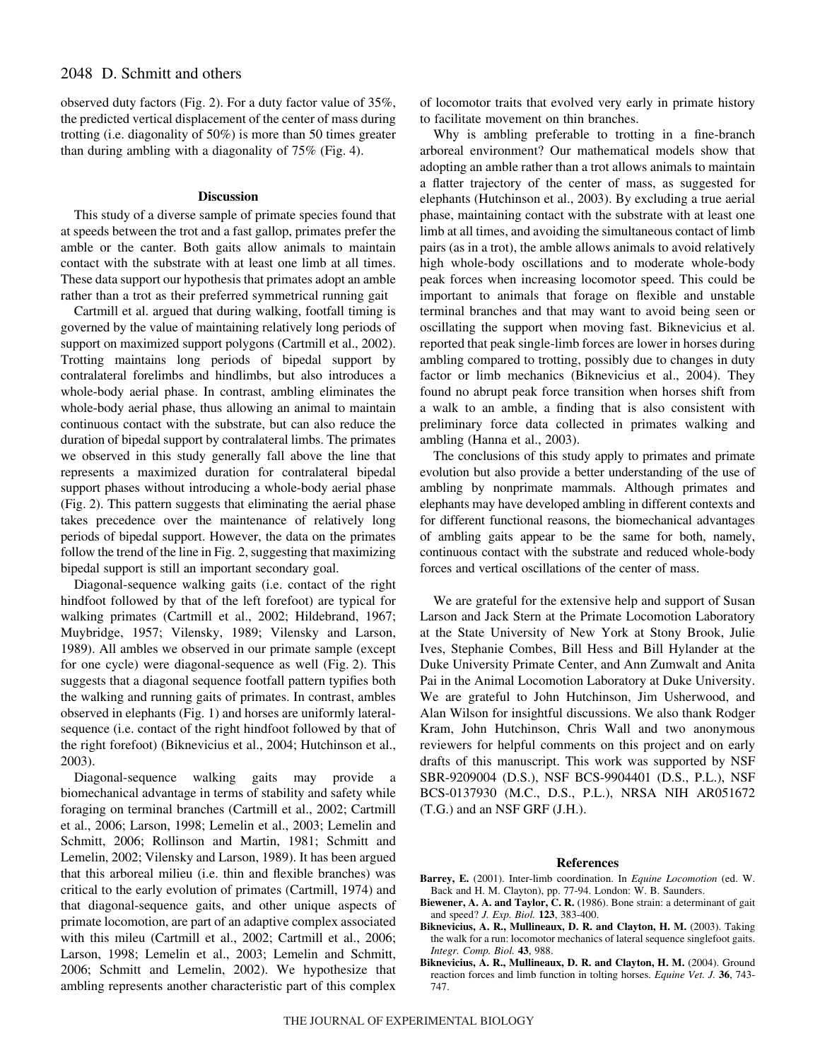observed duty factors (Fig. 2). For a duty factor value of 35%, the predicted vertical displacement of the center of mass during trotting (i.e. diagonality of 50%) is more than 50 times greater than during ambling with a diagonality of 75% (Fig. 4).

## Discussion

This study of a diverse sample of primate species found that at speeds between the trot and a fast gallop, primates prefer the amble or the canter. Both gaits allow animals to maintain contact with the substrate with at least one limb at all times. These data support our hypothesis that primates adopt an amble rather than a trot as their preferred symmetrical running gait

Cartmill et al. argued that during walking, footfall timing is governed by the value of maintaining relatively long periods of support on maximized support polygons (Cartmill et al., 2002). Trotting maintains long periods of bipedal support by contralateral forelimbs and hindlimbs, but also introduces a whole-body aerial phase. In contrast, ambling eliminates the whole-body aerial phase, thus allowing an animal to maintain continuous contact with the substrate, but can also reduce the duration of bipedal support by contralateral limbs. The primates we observed in this study generally fall above the line that represents a maximized duration for contralateral bipedal support phases without introducing a whole-body aerial phase (Fig. 2). This pattern suggests that eliminating the aerial phase takes precedence over the maintenance of relatively long periods of bipedal support. However, the data on the primates follow the trend of the line in Fig. 2, suggesting that maximizing bipedal support is still an important secondary goal.

Diagonal-sequence walking gaits (i.e. contact of the right hindfoot followed by that of the left forefoot) are typical for walking primates (Cartmill et al., 2002; Hildebrand, 1967; Muybridge, 1957; Vilensky, 1989; Vilensky and Larson, 1989). All ambles we observed in our primate sample (except for one cycle) were diagonal-sequence as well (Fig. 2). This suggests that a diagonal sequence footfall pattern typifies both the walking and running gaits of primates. In contrast, ambles observed in elephants (Fig. 1) and horses are uniformly lateral-sequence (i.e. contact of the right hindfoot followed by that of the right forefoot) (Biknevicius et al., 2004; Hutchinson et al., 2003).

Diagonal-sequence walking gaits may provide a biomechanical advantage in terms of stability and safety while foraging on terminal branches (Cartmill et al., 2002; Cartmill et al., 2006; Larson, 1998; Lemelin et al., 2003; Lemelin and Schmitt, 2006; Rollinson and Martin, 1981; Schmitt and Lemelin, 2002; Vilensky and Larson, 1989). It has been argued that this arboreal milieu (i.e. thin and flexible branches) was critical to the early evolution of primates (Cartmill, 1974) and that diagonal-sequence gaits, and other unique aspects of primate locomotion, are part of an adaptive complex associated with this mileu (Cartmill et al., 2002; Cartmill et al., 2006; Larson, 1998; Lemelin et al., 2003; Lemelin and Schmitt, 2006; Schmitt and Lemelin, 2002). We hypothesize that ambling represents another characteristic part of this complex of locomotor traits that evolved very early in primate history to facilitate movement on thin branches.

Why is ambling preferable to trotting in a fine-branch arboreal environment? Our mathematical models show that adopting an amble rather than a trot allows animals to maintain a flatter trajectory of the center of mass, as suggested for elephants (Hutchinson et al., 2003). By excluding a true aerial phase, maintaining contact with the substrate with at least one limb at all times, and avoiding the simultaneous contact of limb pairs (as in a trot), the amble allows animals to avoid relatively high whole-body oscillations and to moderate whole-body peak forces when increasing locomotor speed. This could be important to animals that forage on flexible and unstable terminal branches and that may want to avoid being seen or oscillating the support when moving fast. Biknevicius et al. reported that peak single-limb forces are lower in horses during ambling compared to trotting, possibly due to changes in duty factor or limb mechanics (Biknevicius et al., 2004). They found no abrupt peak force transition when horses shift from a walk to an amble, a finding that is also consistent with preliminary force data collected in primates walking and ambling (Hanna et al., 2003).

The conclusions of this study apply to primates and primate evolution but also provide a better understanding of the use of ambling by nonprimate mammals. Although primates and elephants may have developed ambling in different contexts and for different functional reasons, the biomechanical advantages of ambling gaits appear to be the same for both, namely, continuous contact with the substrate and reduced whole-body forces and vertical oscillations of the center of mass.

We are grateful for the extensive help and support of Susan Larson and Jack Stern at the Primate Locomotion Laboratory at the State University of New York at Stony Brook, Julie Ives, Stephanie Combes, Bill Hess and Bill Hylander at the Duke University Primate Center, and Ann Zumwalt and Anita Pai in the Animal Locomotion Laboratory at Duke University. We are grateful to John Hutchinson, Jim Usherwood, and Alan Wilson for insightful discussions. We also thank Rodger Kram, John Hutchinson, Chris Wall and two anonymous reviewers for helpful comments on this project and on early drafts of this manuscript. This work was supported by NSF SBR-9209004 (D.S.), NSF BCS-9904401 (D.S., P.L.), NSF BCS-0137930 (M.C., D.S., P.L.), NRSA NIH AR051672 (T.G.) and an NSF GRF (J.H.).

## References

**Barrey, E.** (2001). Inter-limb coordination. In *Equine Locomotion* (ed. W. Back and H. M. Clayton), pp. 77-94. London: W. B. Saunders.

**Biewener, A. A. and Taylor, C. R.** (1986). Bone strain: a determinant of gait and speed? *J. Exp. Biol.* **123**, 383-400.

**Biknevicius, A. R., Mullineaux, D. R. and Clayton, H. M.** (2003). Taking the walk for a run: locomotor mechanics of lateral sequence singlefoot gaits. *Integr. Comp. Biol.* **43**, 988.

**Biknevicius, A. R., Mullineaux, D. R. and Clayton, H. M.** (2004). Ground reaction forces and limb function in tolting horses. *Equine Vet. J.* **36**, 743-747.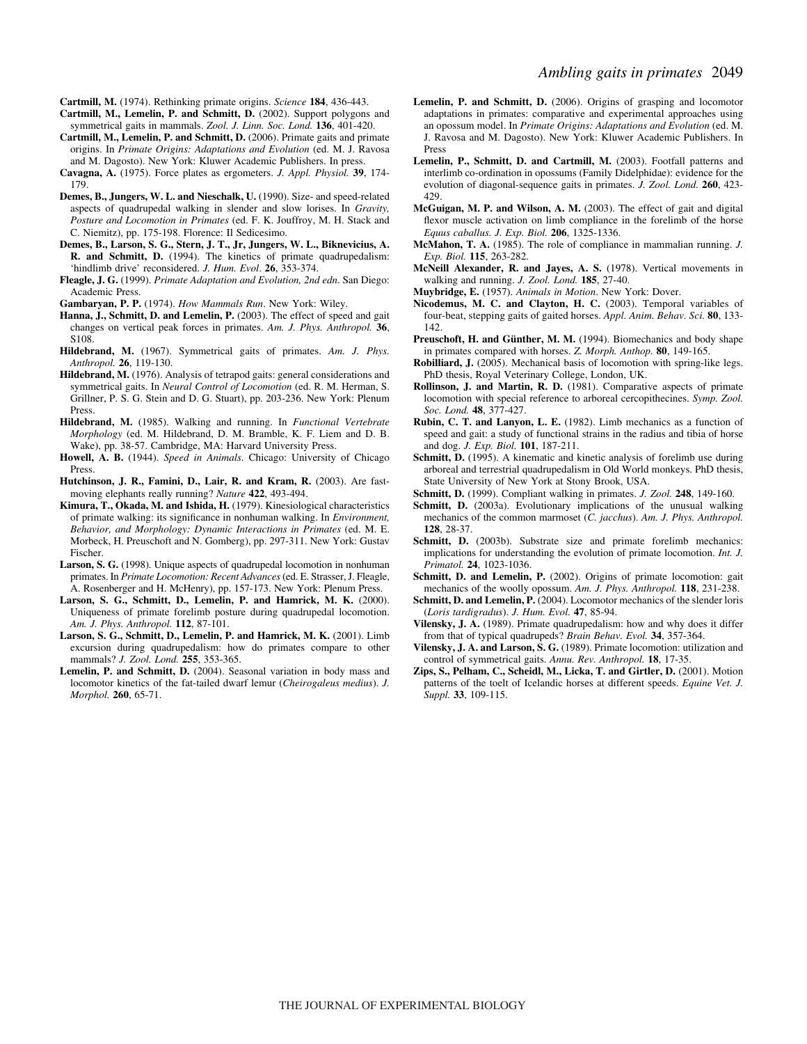**Cartmill, M.** (1974). Rethinking primate origins. *Science* **184**, 436-443.

**Cartmill, M., Lemelin, P. and Schmitt, D.** (2002). Support polygons and symmetrical gaits in mammals. *Zool. J. Linn. Soc. Lond.* **136**, 401-420.

**Cartmill, M., Lemelin, P. and Schmitt, D.** (2006). Primate gaits and primate origins. In *Primate Origins: Adaptations and Evolution* (ed. M. J. Ravosa and M. Dagosto). New York: Kluwer Academic Publishers. In press.

**Cavagna, A.** (1975). Force plates as ergometers. *J. Appl. Physiol.* **39**, 174-179.

**Demes, B., Jungers, W. L. and Nieschalk, U.** (1990). Size- and speed-related aspects of quadrupedal walking in slender and slow lorises. In *Gravity, Posture and Locomotion in Primates* (ed. F. K. Jouffroy, M. H. Stack and C. Niemitz), pp. 175-198. Florence: Il Sedicesimo.

**Demes, B., Larson, S. G., Stern, J. T., Jr, Jungers, W. L., Biknevicius, A. R. and Schmitt, D.** (1994). The kinetics of primate quadrupedalism: 'hindlimb drive' reconsidered. *J. Hum. Evol*. **26**, 353-374.

**Fleagle, J. G.** (1999). *Primate Adaptation and Evolution, 2nd edn*. San Diego: Academic Press.

**Gambaryan, P. P.** (1974). *How Mammals Run*. New York: Wiley.

**Hanna, J., Schmitt, D. and Lemelin, P.** (2003). The effect of speed and gait changes on vertical peak forces in primates. *Am. J. Phys. Anthropol.* **36**, S108.

**Hildebrand, M.** (1967). Symmetrical gaits of primates. *Am. J. Phys. Anthropol.* **26**, 119-130.

**Hildebrand, M.** (1976). Analysis of tetrapod gaits: general considerations and symmetrical gaits. In *Neural Control of Locomotion* (ed. R. M. Herman, S. Grillner, P. S. G. Stein and D. G. Stuart), pp. 203-236. New York: Plenum Press.

**Hildebrand, M.** (1985). Walking and running. In *Functional Vertebrate Morphology* (ed. M. Hildebrand, D. M. Bramble, K. F. Liem and D. B. Wake), pp. 38-57. Cambridge, MA: Harvard University Press.

**Howell, A. B.** (1944). *Speed in Animals*. Chicago: University of Chicago Press.

**Hutchinson, J. R., Famini, D., Lair, R. and Kram, R.** (2003). Are fast-moving elephants really running? *Nature* **422**, 493-494.

**Kimura, T., Okada, M. and Ishida, H.** (1979). Kinesiological characteristics of primate walking: its significance in nonhuman walking. In *Environment, Behavior, and Morphology: Dynamic Interactions in Primates* (ed. M. E. Morbeck, H. Preuschoft and N. Gomberg), pp. 297-311. New York: Gustav Fischer.

**Larson, S. G.** (1998). Unique aspects of quadrupedal locomotion in nonhuman primates. In *Primate Locomotion: Recent Advances* (ed. E. Strasser, J. Fleagle, A. Rosenberger and H. McHenry), pp. 157-173. New York: Plenum Press.

**Larson, S. G., Schmitt, D., Lemelin, P. and Hamrick, M. K.** (2000). Uniqueness of primate forelimb posture during quadrupedal locomotion. *Am. J. Phys. Anthropol.* **112**, 87-101.

**Larson, S. G., Schmitt, D., Lemelin, P. and Hamrick, M. K.** (2001). Limb excursion during quadrupedalism: how do primates compare to other mammals? *J. Zool. Lond.* **255**, 353-365.

**Lemelin, P. and Schmitt, D.** (2004). Seasonal variation in body mass and locomotor kinetics of the fat-tailed dwarf lemur (*Cheirogaleus medius*). *J. Morphol.* **260**, 65-71.

**Lemelin, P. and Schmitt, D.** (2006). Origins of grasping and locomotor adaptations in primates: comparative and experimental approaches using an opossum model. In *Primate Origins: Adaptations and Evolution* (ed. M. J. Ravosa and M. Dagosto). New York: Kluwer Academic Publishers. In Press

**Lemelin, P., Schmitt, D. and Cartmill, M.** (2003). Footfall patterns and interlimb co-ordination in opossums (Family Didelphidae): evidence for the evolution of diagonal-sequence gaits in primates. *J. Zool. Lond.* **260**, 423-429.

**McGuigan, M. P. and Wilson, A. M.** (2003). The effect of gait and digital flexor muscle activation on limb compliance in the forelimb of the horse *Equus caballus*. *J. Exp. Biol.* **206**, 1325-1336.

**McMahon, T. A.** (1985). The role of compliance in mammalian running. *J. Exp. Biol.* **115**, 263-282.

**McNeill Alexander, R. and Jayes, A. S.** (1978). Vertical movements in walking and running. *J. Zool. Lond.* **185**, 27-40.

**Muybridge, E.** (1957). *Animals in Motion*. New York: Dover.

**Nicodemus, M. C. and Clayton, H. C.** (2003). Temporal variables of four-beat, stepping gaits of gaited horses. *Appl. Anim. Behav. Sci.* **80**, 133-142.

**Preuschoft, H. and Günther, M. M.** (1994). Biomechanics and body shape in primates compared with horses. *Z. Morph. Anthop.* **80**, 149-165.

**Robilliard, J.** (2005). Mechanical basis of locomotion with spring-like legs. PhD thesis, Royal Veterinary College, London, UK.

**Rollinson, J. and Martin, R. D.** (1981). Comparative aspects of primate locomotion with special reference to arboreal cercopithecines. *Symp. Zool. Soc. Lond.* **48**, 377-427.

**Rubin, C. T. and Lanyon, L. E.** (1982). Limb mechanics as a function of speed and gait: a study of functional strains in the radius and tibia of horse and dog. *J. Exp. Biol.* **101**, 187-211.

**Schmitt, D.** (1995). A kinematic and kinetic analysis of forelimb use during arboreal and terrestrial quadrupedalism in Old World monkeys. PhD thesis, State University of New York at Stony Brook, USA.

**Schmitt, D.** (1999). Compliant walking in primates. *J. Zool.* **248**, 149-160.

**Schmitt, D.** (2003a). Evolutionary implications of the unusual walking mechanics of the common marmoset (*C. jacchus*). *Am. J. Phys. Anthropol.* **128**, 28-37.

**Schmitt, D.** (2003b). Substrate size and primate forelimb mechanics: implications for understanding the evolution of primate locomotion. *Int. J. Primatol.* **24**, 1023-1036.

**Schmitt, D. and Lemelin, P.** (2002). Origins of primate locomotion: gait mechanics of the woolly opossum. *Am. J. Phys. Anthropol.* **118**, 231-238.

**Schmitt, D. and Lemelin, P.** (2004). Locomotor mechanics of the slender loris (*Loris tardigradus*). *J. Hum. Evol.* **47**, 85-94.

**Vilensky, J. A.** (1989). Primate quadrupedalism: how and why does it differ from that of typical quadrupeds? *Brain Behav. Evol.* **34**, 357-364.

**Vilensky, J. A. and Larson, S. G.** (1989). Primate locomotion: utilization and control of symmetrical gaits. *Annu. Rev. Anthropol.* **18**, 17-35.

**Zips, S., Pelham, C., Scheidl, M., Licka, T. and Girtler, D.** (2001). Motion patterns of the toelt of Icelandic horses at different speeds. *Equine Vet. J. Suppl.* **33**, 109-115.